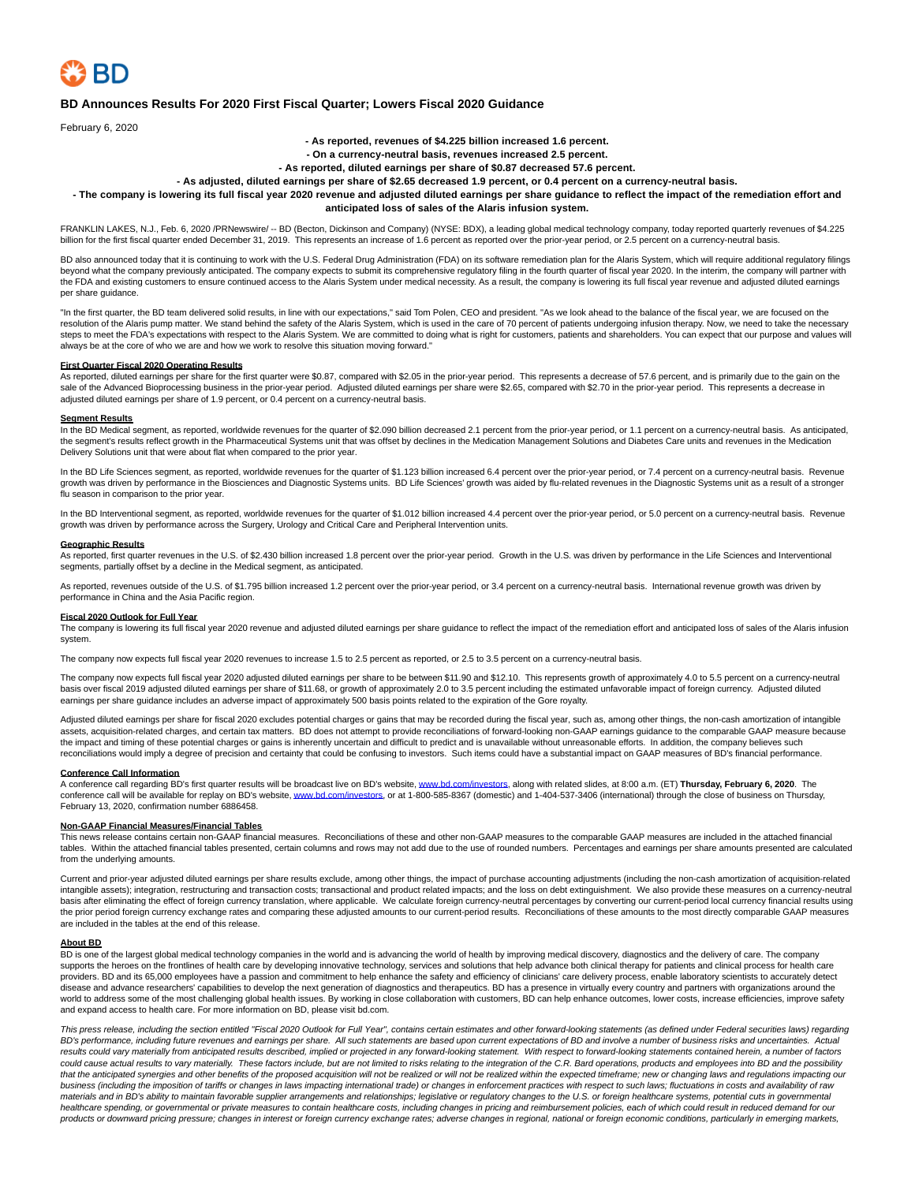# BD Announces Results For 2020 First Fiscal Quarter; Lowers Fiscal 2020 Guidance

February 6, 2020

**- As reported, revenues of $4.225 billion increased 1.6 percent.**

**- On a currency-neutral basis, revenues increased 2.5 percent.**

**- As reported, diluted earnings per share of $0.87 decreased 57.6 percent.**

**- As adjusted, diluted earnings per share of $2.65 decreased 1.9 percent, or 0.4 percent on a currency-neutral basis.**

**- The company is lowering its full fiscal year 2020 revenue and adjusted diluted earnings per share guidance to reflect the impact of the remediation effort and anticipated loss of sales of the Alaris infusion system.**

FRANKLIN LAKES, N.J., Feb. 6, 2020 /PRNewswire/ -- BD (Becton, Dickinson and Company) (NYSE: BDX), a leading global medical technology company, today reported quarterly revenues of $4.225 billion for the first fiscal quarter ended December 31, 2019. This represents an increase of 1.6 percent as reported over the prior-year period, or 2.5 percent on a currency-neutral basis.

BD also announced today that it is continuing to work with the U.S. Federal Drug Administration (FDA) on its software remediation plan for the Alaris System, which will require additional regulatory filings beyond what the company previously anticipated. The company expects to submit its comprehensive regulatory filing in the fourth quarter of fiscal year 2020. In the interim, the company will partner with the FDA and existing customers to ensure continued access to the Alaris System under medical necessity. As a result, the company is lowering its full fiscal year revenue and adjusted diluted earnings per share guidance.

"In the first quarter, the BD team delivered solid results, in line with our expectations," said Tom Polen, CEO and president. "As we look ahead to the balance of the fiscal year, we are focused on the resolution of the Alaris pump matter. We stand behind the safety of the Alaris System, which is used in the care of 70 percent of patients undergoing infusion therapy. Now, we need to take the necessary steps to meet the FDA's expectations with respect to the Alaris System. We are committed to doing what is right for customers, patients and shareholders. You can expect that our purpose and values will always be at the core of who we are and how we work to resolve this situation moving forward."

## First Quarter Fiscal 2020 Operating Results

As reported, diluted earnings per share for the first quarter were $0.87, compared with $2.05 in the prior-year period. This represents a decrease of 57.6 percent, and is primarily due to the gain on the sale of the Advanced Bioprocessing business in the prior-year period. Adjusted diluted earnings per share were $2.65, compared with $2.70 in the prior-year period. This represents a decrease in adjusted diluted earnings per share of 1.9 percent, or 0.4 percent on a currency-neutral basis.

## Segment Results

In the BD Medical segment, as reported, worldwide revenues for the quarter of $2.090 billion decreased 2.1 percent from the prior-year period, or 1.1 percent on a currency-neutral basis. As anticipated, the segment's results reflect growth in the Pharmaceutical Systems unit that was offset by declines in the Medication Management Solutions and Diabetes Care units and revenues in the Medication Delivery Solutions unit that were about flat when compared to the prior year.

In the BD Life Sciences segment, as reported, worldwide revenues for the quarter of $1.123 billion increased 6.4 percent over the prior-year period, or 7.4 percent on a currency-neutral basis. Revenue growth was driven by performance in the Biosciences and Diagnostic Systems units. BD Life Sciences' growth was aided by flu-related revenues in the Diagnostic Systems unit as a result of a stronger flu season in comparison to the prior year.

In the BD Interventional segment, as reported, worldwide revenues for the quarter of $1.012 billion increased 4.4 percent over the prior-year period, or 5.0 percent on a currency-neutral basis. Revenue growth was driven by performance across the Surgery, Urology and Critical Care and Peripheral Intervention units.

## Geographic Results

As reported, first quarter revenues in the U.S. of $2.430 billion increased 1.8 percent over the prior-year period. Growth in the U.S. was driven by performance in the Life Sciences and Interventional segments, partially offset by a decline in the Medical segment, as anticipated.

As reported, revenues outside of the U.S. of $1.795 billion increased 1.2 percent over the prior-year period, or 3.4 percent on a currency-neutral basis. International revenue growth was driven by performance in China and the Asia Pacific region.

## Fiscal 2020 Outlook for Full Year

The company is lowering its full fiscal year 2020 revenue and adjusted diluted earnings per share guidance to reflect the impact of the remediation effort and anticipated loss of sales of the Alaris infusion system.

The company now expects full fiscal year 2020 revenues to increase 1.5 to 2.5 percent as reported, or 2.5 to 3.5 percent on a currency-neutral basis.

The company now expects full fiscal year 2020 adjusted diluted earnings per share to be between $11.90 and $12.10. This represents growth of approximately 4.0 to 5.5 percent on a currency-neutral basis over fiscal 2019 adjusted diluted earnings per share of $11.68, or growth of approximately 2.0 to 3.5 percent including the estimated unfavorable impact of foreign currency. Adjusted diluted earnings per share guidance includes an adverse impact of approximately 500 basis points related to the expiration of the Gore royalty.

Adjusted diluted earnings per share for fiscal 2020 excludes potential charges or gains that may be recorded during the fiscal year, such as, among other things, the non-cash amortization of intangible assets, acquisition-related charges, and certain tax matters. BD does not attempt to provide reconciliations of forward-looking non-GAAP earnings guidance to the comparable GAAP measure because the impact and timing of these potential charges or gains is inherently uncertain and difficult to predict and is unavailable without unreasonable efforts. In addition, the company believes such reconciliations would imply a degree of precision and certainty that could be confusing to investors. Such items could have a substantial impact on GAAP measures of BD's financial performance.

## Conference Call Information

A conference call regarding BD's first quarter results will be broadcast live on BD's website, www.bd.com/investors, along with related slides, at 8:00 a.m. (ET) **Thursday, February 6, 2020**. The conference call will be available for replay on BD's website, www.bd.com/investors, or at 1-800-585-8367 (domestic) and 1-404-537-3406 (international) through the close of business on Thursday, February 13, 2020, confirmation number 6886458.

## Non-GAAP Financial Measures/Financial Tables

This news release contains certain non-GAAP financial measures. Reconciliations of these and other non-GAAP measures to the comparable GAAP measures are included in the attached financial tables. Within the attached financial tables presented, certain columns and rows may not add due to the use of rounded numbers. Percentages and earnings per share amounts presented are calculated from the underlying amounts.

Current and prior-year adjusted diluted earnings per share results exclude, among other things, the impact of purchase accounting adjustments (including the non-cash amortization of acquisition-related intangible assets); integration, restructuring and transaction costs; transactional and product related impacts; and the loss on debt extinguishment. We also provide these measures on a currency-neutral basis after eliminating the effect of foreign currency translation, where applicable. We calculate foreign currency-neutral percentages by converting our current-period local currency financial results using the prior period foreign currency exchange rates and comparing these adjusted amounts to our current-period results. Reconciliations of these amounts to the most directly comparable GAAP measures are included in the tables at the end of this release.

## About BD

BD is one of the largest global medical technology companies in the world and is advancing the world of health by improving medical discovery, diagnostics and the delivery of care. The company supports the heroes on the frontlines of health care by developing innovative technology, services and solutions that help advance both clinical therapy for patients and clinical process for health care providers. BD and its 65,000 employees have a passion and commitment to help enhance the safety and efficiency of clinicians' care delivery process, enable laboratory scientists to accurately detect disease and advance researchers' capabilities to develop the next generation of diagnostics and therapeutics. BD has a presence in virtually every country and partners with organizations around the world to address some of the most challenging global health issues. By working in close collaboration with customers, BD can help enhance outcomes, lower costs, increase efficiencies, improve safety and expand access to health care. For more information on BD, please visit bd.com.

*This press release, including the section entitled "Fiscal 2020 Outlook for Full Year", contains certain estimates and other forward-looking statements (as defined under Federal securities laws) regarding BD's performance, including future revenues and earnings per share. All such statements are based upon current expectations of BD and involve a number of business risks and uncertainties. Actual results could vary materially from anticipated results described, implied or projected in any forward-looking statement. With respect to forward-looking statements contained herein, a number of factors could cause actual results to vary materially. These factors include, but are not limited to risks relating to the integration of the C.R. Bard operations, products and employees into BD and the possibility that the anticipated synergies and other benefits of the proposed acquisition will not be realized or will not be realized within the expected timeframe; new or changing laws and regulations impacting our business (including the imposition of tariffs or changes in laws impacting international trade) or changes in enforcement practices with respect to such laws; fluctuations in costs and availability of raw materials and in BD's ability to maintain favorable supplier arrangements and relationships; legislative or regulatory changes to the U.S. or foreign healthcare systems, potential cuts in governmental healthcare spending, or governmental or private measures to contain healthcare costs, including changes in pricing and reimbursement policies, each of which could result in reduced demand for our products or downward pricing pressure; changes in interest or foreign currency exchange rates; adverse changes in regional, national or foreign economic conditions, particularly in emerging markets,*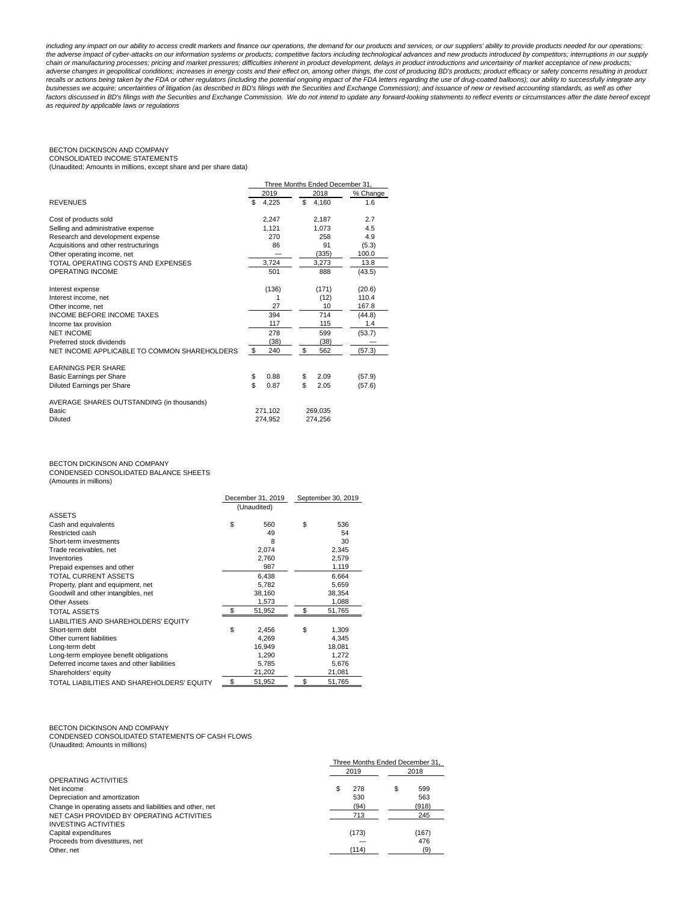*including any impact on our ability to access credit markets and finance our operations, the demand for our products and services, or our suppliers' ability to provide products needed for our operations; the adverse impact of cyber-attacks on our information systems or products; competitive factors including technological advances and new products introduced by competitors; interruptions in our supply chain or manufacturing processes; pricing and market pressures; difficulties inherent in product development, delays in product introductions and uncertainty of market acceptance of new products; adverse changes in geopolitical conditions; increases in energy costs and their effect on, among other things, the cost of producing BD's products; product efficacy or safety concerns resulting in product recalls or actions being taken by the FDA or other regulators (including the potential ongoing impact of the FDA letters regarding the use of drug-coated balloons); our ability to successfully integrate any businesses we acquire; uncertainties of litigation (as described in BD's filings with the Securities and Exchange Commission); and issuance of new or revised accounting standards, as well as other factors discussed in BD's filings with the Securities and Exchange Commission. We do not intend to update any forward-looking statements to reflect events or circumstances after the date hereof except as required by applicable laws or regulations*

BECTON DICKINSON AND COMPANY
CONSOLIDATED INCOME STATEMENTS
(Unaudited; Amounts in millions, except share and per share data)

| | Three Months Ended December 31, | | |
|---|---|---|---|
| | 2019 | 2018 | % Change |
| REVENUES | $ 4,225 | $ 4,160 | 1.6 |
| | | | |
| Cost of products sold | 2,247 | 2,187 | 2.7 |
| Selling and administrative expense | 1,121 | 1,073 | 4.5 |
| Research and development expense | 270 | 258 | 4.9 |
| Acquisitions and other restructurings | 86 | 91 | (5.3) |
| Other operating income, net | — | (335) | 100.0 |
| TOTAL OPERATING COSTS AND EXPENSES | 3,724 | 3,273 | 13.8 |
| OPERATING INCOME | 501 | 888 | (43.5) |
| | | | |
| Interest expense | (136) | (171) | (20.6) |
| Interest income, net | 1 | (12) | 110.4 |
| Other income, net | 27 | 10 | 167.8 |
| INCOME BEFORE INCOME TAXES | 394 | 714 | (44.8) |
| Income tax provision | 117 | 115 | 1.4 |
| NET INCOME | 278 | 599 | (53.7) |
| Preferred stock dividends | (38) | (38) | — |
| NET INCOME APPLICABLE TO COMMON SHAREHOLDERS | $ 240 | $ 562 | (57.3) |
| | | | |
| EARNINGS PER SHARE | | | |
| Basic Earnings per Share | $ 0.88 | $ 2.09 | (57.9) |
| Diluted Earnings per Share | $ 0.87 | $ 2.05 | (57.6) |
| | | | |
| AVERAGE SHARES OUTSTANDING (in thousands) | | | |
| Basic | 271,102 | 269,035 | |
| Diluted | 274,952 | 274,256 | |

BECTON DICKINSON AND COMPANY
CONDENSED CONSOLIDATED BALANCE SHEETS
(Amounts in millions)

| | December 31, 2019 (Unaudited) | September 30, 2019 |
|---|---|---|
| ASSETS | | |
| Cash and equivalents | $ 560 | $ 536 |
| Restricted cash | 49 | 54 |
| Short-term investments | 8 | 30 |
| Trade receivables, net | 2,074 | 2,345 |
| Inventories | 2,760 | 2,579 |
| Prepaid expenses and other | 987 | 1,119 |
| TOTAL CURRENT ASSETS | 6,438 | 6,664 |
| Property, plant and equipment, net | 5,782 | 5,659 |
| Goodwill and other intangibles, net | 38,160 | 38,354 |
| Other Assets | 1,573 | 1,088 |
| TOTAL ASSETS | $ 51,952 | $ 51,765 |
| LIABILITIES AND SHAREHOLDERS' EQUITY | | |
| Short-term debt | $ 2,456 | $ 1,309 |
| Other current liabilities | 4,269 | 4,345 |
| Long-term debt | 16,949 | 18,081 |
| Long-term employee benefit obligations | 1,290 | 1,272 |
| Deferred income taxes and other liabilities | 5,785 | 5,676 |
| Shareholders' equity | 21,202 | 21,081 |
| TOTAL LIABILITIES AND SHAREHOLDERS' EQUITY | $ 51,952 | $ 51,765 |

BECTON DICKINSON AND COMPANY
CONDENSED CONSOLIDATED STATEMENTS OF CASH FLOWS
(Unaudited; Amounts in millions)

| | Three Months Ended December 31, | |
|---|---|---|
| | 2019 | 2018 |
| OPERATING ACTIVITIES | | |
| Net income | $ 278 | $ 599 |
| Depreciation and amortization | 530 | 563 |
| Change in operating assets and liabilities and other, net | (94) | (918) |
| NET CASH PROVIDED BY OPERATING ACTIVITIES | 713 | 245 |
| INVESTING ACTIVITIES | | |
| Capital expenditures | (173) | (167) |
| Proceeds from divestitures, net | — | 476 |
| Other, net | (114) | (9) |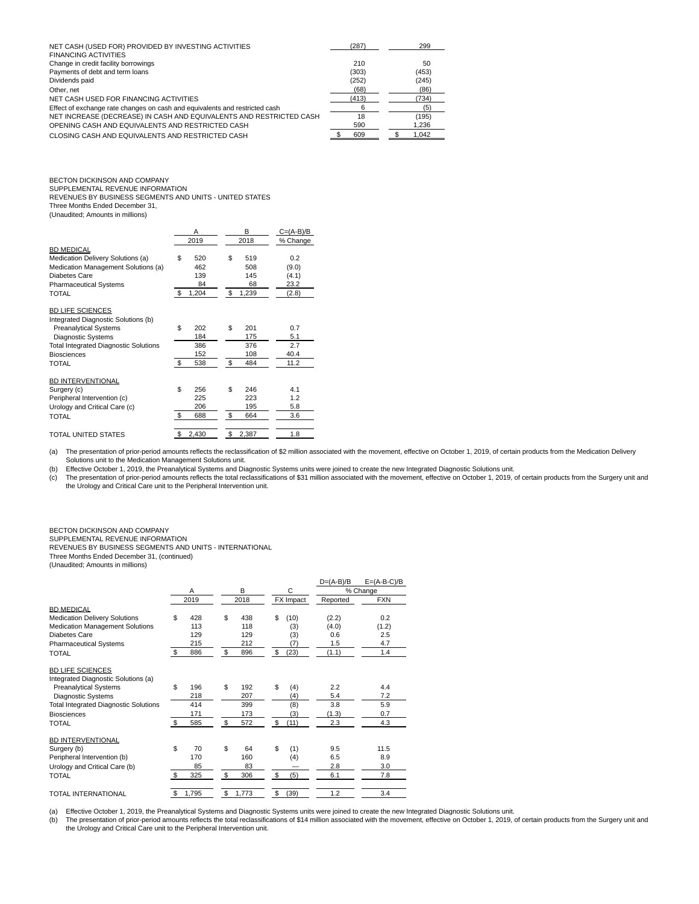| | | |
|---|---|---|
| NET CASH (USED FOR) PROVIDED BY INVESTING ACTIVITIES | (287) | 299 |
| FINANCING ACTIVITIES | | |
| Change in credit facility borrowings | 210 | 50 |
| Payments of debt and term loans | (303) | (453) |
| Dividends paid | (252) | (245) |
| Other, net | (68) | (86) |
| NET CASH USED FOR FINANCING ACTIVITIES | (413) | (734) |
| Effect of exchange rate changes on cash and equivalents and restricted cash | 6 | (5) |
| NET INCREASE (DECREASE) IN CASH AND EQUIVALENTS AND RESTRICTED CASH | 18 | (195) |
| OPENING CASH AND EQUIVALENTS AND RESTRICTED CASH | 590 | 1,236 |
| CLOSING CASH AND EQUIVALENTS AND RESTRICTED CASH | $ 609 | $ 1,042 |

BECTON DICKINSON AND COMPANY
SUPPLEMENTAL REVENUE INFORMATION
REVENUES BY BUSINESS SEGMENTS AND UNITS - UNITED STATES
Three Months Ended December 31,
(Unaudited; Amounts in millions)

| | A | B | C=(A-B)/B |
|---|---|---|---|
| | 2019 | 2018 | % Change |
| BD MEDICAL | | | |
| Medication Delivery Solutions (a) | $ 520 | $ 519 | 0.2 |
| Medication Management Solutions (a) | 462 | 508 | (9.0) |
| Diabetes Care | 139 | 145 | (4.1) |
| Pharmaceutical Systems | 84 | 68 | 23.2 |
| TOTAL | $ 1,204 | $ 1,239 | (2.8) |
| | | | |
| BD LIFE SCIENCES | | | |
| Integrated Diagnostic Solutions (b) | | | |
| Preanalytical Systems | $ 202 | $ 201 | 0.7 |
| Diagnostic Systems | 184 | 175 | 5.1 |
| Total Integrated Diagnostic Solutions | 386 | 376 | 2.7 |
| Biosciences | 152 | 108 | 40.4 |
| TOTAL | $ 538 | $ 484 | 11.2 |
| | | | |
| BD INTERVENTIONAL | | | |
| Surgery (c) | $ 256 | $ 246 | 4.1 |
| Peripheral Intervention (c) | 225 | 223 | 1.2 |
| Urology and Critical Care (c) | 206 | 195 | 5.8 |
| TOTAL | $ 688 | $ 664 | 3.6 |
| | | | |
| TOTAL UNITED STATES | $ 2,430 | $ 2,387 | 1.8 |

(a) The presentation of prior-period amounts reflects the reclassification of $2 million associated with the movement, effective on October 1, 2019, of certain products from the Medication Delivery Solutions unit to the Medication Management Solutions unit.
(b) Effective October 1, 2019, the Preanalytical Systems and Diagnostic Systems units were joined to create the new Integrated Diagnostic Solutions unit.
(c) The presentation of prior-period amounts reflects the total reclassifications of $31 million associated with the movement, effective on October 1, 2019, of certain products from the Surgery unit and the Urology and Critical Care unit to the Peripheral Intervention unit.

BECTON DICKINSON AND COMPANY
SUPPLEMENTAL REVENUE INFORMATION
REVENUES BY BUSINESS SEGMENTS AND UNITS - INTERNATIONAL
Three Months Ended December 31, (continued)
(Unaudited; Amounts in millions)

| | A | B | C | D=(A-B)/B | E=(A-B-C)/B |
|---|---|---|---|---|---|
| | | | | % Change | |
| | 2019 | 2018 | FX Impact | Reported | FXN |
| BD MEDICAL | | | | | |
| Medication Delivery Solutions | $ 428 | $ 438 | $ (10) | (2.2) | 0.2 |
| Medication Management Solutions | 113 | 118 | (3) | (4.0) | (1.2) |
| Diabetes Care | 129 | 129 | (3) | 0.6 | 2.5 |
| Pharmaceutical Systems | 215 | 212 | (7) | 1.5 | 4.7 |
| TOTAL | $ 886 | $ 896 | $ (23) | (1.1) | 1.4 |
| | | | | | |
| BD LIFE SCIENCES | | | | | |
| Integrated Diagnostic Solutions (a) | | | | | |
| Preanalytical Systems | $ 196 | $ 192 | $ (4) | 2.2 | 4.4 |
| Diagnostic Systems | 218 | 207 | (4) | 5.4 | 7.2 |
| Total Integrated Diagnostic Solutions | 414 | 399 | (8) | 3.8 | 5.9 |
| Biosciences | 171 | 173 | (3) | (1.3) | 0.7 |
| TOTAL | $ 585 | $ 572 | $ (11) | 2.3 | 4.3 |
| | | | | | |
| BD INTERVENTIONAL | | | | | |
| Surgery (b) | $ 70 | $ 64 | $ (1) | 9.5 | 11.5 |
| Peripheral Intervention (b) | 170 | 160 | (4) | 6.5 | 8.9 |
| Urology and Critical Care (b) | 85 | 83 | — | 2.8 | 3.0 |
| TOTAL | $ 325 | $ 306 | $ (5) | 6.1 | 7.8 |
| | | | | | |
| TOTAL INTERNATIONAL | $ 1,795 | $ 1,773 | $ (39) | 1.2 | 3.4 |

(a) Effective October 1, 2019, the Preanalytical Systems and Diagnostic Systems units were joined to create the new Integrated Diagnostic Solutions unit.
(b) The presentation of prior-period amounts reflects the total reclassifications of $14 million associated with the movement, effective on October 1, 2019, of certain products from the Surgery unit and the Urology and Critical Care unit to the Peripheral Intervention unit.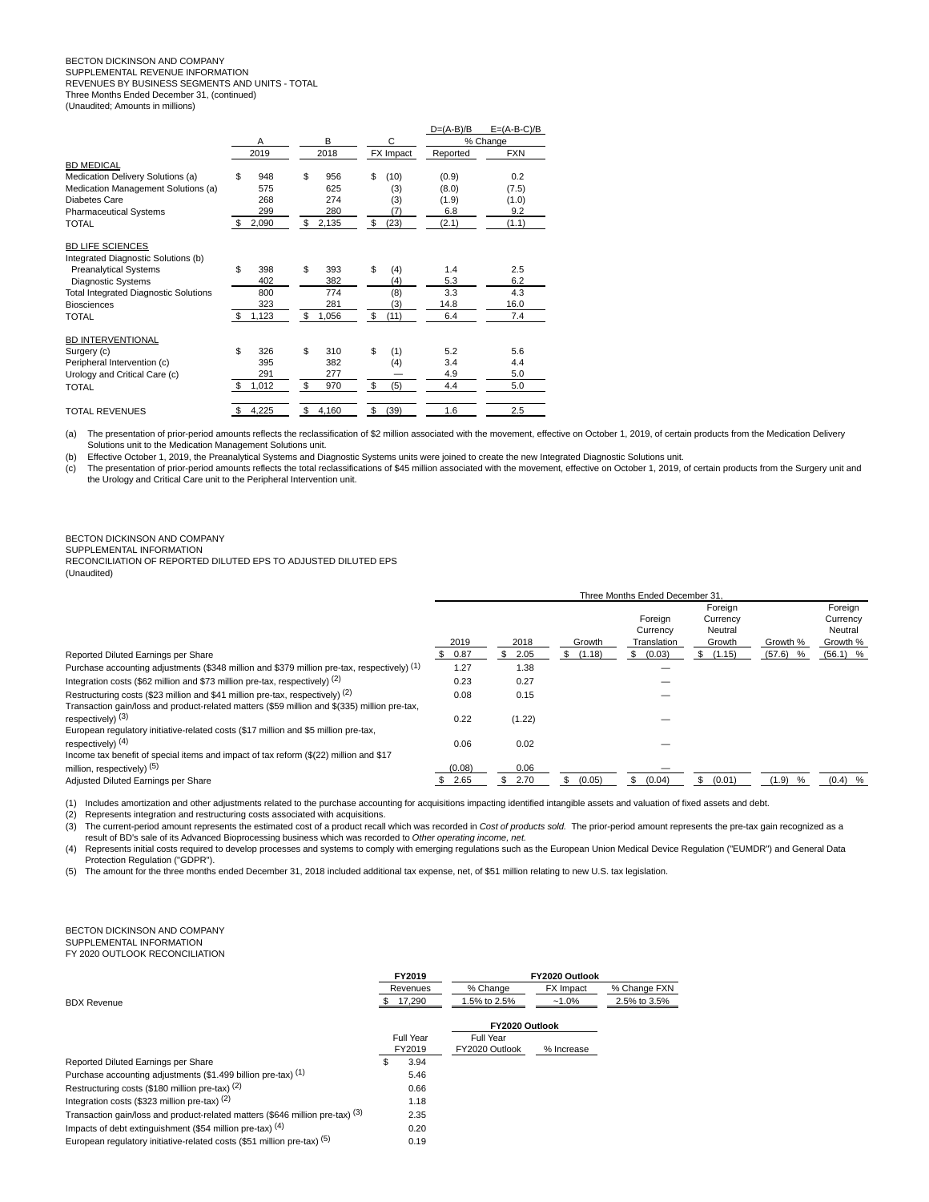BECTON DICKINSON AND COMPANY
SUPPLEMENTAL REVENUE INFORMATION
REVENUES BY BUSINESS SEGMENTS AND UNITS - TOTAL
Three Months Ended December 31, (continued)
(Unaudited; Amounts in millions)

| | A | B | C | D=(A-B)/B | E=(A-B-C)/B |
|---|---|---|---|---|---|
| | | | | % Change | |
| | 2019 | 2018 | FX Impact | Reported | FXN |
| **BD MEDICAL** | | | | | |
| Medication Delivery Solutions (a) | $ 948 | $ 956 | $ (10) | (0.9) | 0.2 |
| Medication Management Solutions (a) | 575 | 625 | (3) | (8.0) | (7.5) |
| Diabetes Care | 268 | 274 | (3) | (1.9) | (1.0) |
| Pharmaceutical Systems | 299 | 280 | (7) | 6.8 | 9.2 |
| TOTAL | $ 2,090 | $ 2,135 | $ (23) | (2.1) | (1.1) |
| **BD LIFE SCIENCES** | | | | | |
| Integrated Diagnostic Solutions (b) | | | | | |
| Preanalytical Systems | $ 398 | $ 393 | $ (4) | 1.4 | 2.5 |
| Diagnostic Systems | 402 | 382 | (4) | 5.3 | 6.2 |
| Total Integrated Diagnostic Solutions | 800 | 774 | (8) | 3.3 | 4.3 |
| Biosciences | 323 | 281 | (3) | 14.8 | 16.0 |
| TOTAL | $ 1,123 | $ 1,056 | $ (11) | 6.4 | 7.4 |
| **BD INTERVENTIONAL** | | | | | |
| Surgery (c) | $ 326 | $ 310 | $ (1) | 5.2 | 5.6 |
| Peripheral Intervention (c) | 395 | 382 | (4) | 3.4 | 4.4 |
| Urology and Critical Care (c) | 291 | 277 | — | 4.9 | 5.0 |
| TOTAL | $ 1,012 | $ 970 | $ (5) | 4.4 | 5.0 |
| TOTAL REVENUES | $ 4,225 | $ 4,160 | $ (39) | 1.6 | 2.5 |

(a) The presentation of prior-period amounts reflects the reclassification of $2 million associated with the movement, effective on October 1, 2019, of certain products from the Medication Delivery Solutions unit to the Medication Management Solutions unit.
(b) Effective October 1, 2019, the Preanalytical Systems and Diagnostic Systems units were joined to create the new Integrated Diagnostic Solutions unit.
(c) The presentation of prior-period amounts reflects the total reclassifications of $45 million associated with the movement, effective on October 1, 2019, of certain products from the Surgery unit and the Urology and Critical Care unit to the Peripheral Intervention unit.

BECTON DICKINSON AND COMPANY
SUPPLEMENTAL INFORMATION
RECONCILIATION OF REPORTED DILUTED EPS TO ADJUSTED DILUTED EPS
(Unaudited)

| | Three Months Ended December 31, | | | | | | |
|---|---|---|---|---|---|---|---|
| | 2019 | 2018 | Growth | Foreign Currency Translation | Foreign Currency Neutral Growth | Growth % | Foreign Currency Neutral Growth % |
| Reported Diluted Earnings per Share | $ 0.87 | $ 2.05 | $ (1.18) | $ (0.03) | $ (1.15) | (57.6) % | (56.1) % |
| Purchase accounting adjustments ($348 million and $379 million pre-tax, respectively) (1) | 1.27 | 1.38 | | — | | | |
| Integration costs ($62 million and $73 million pre-tax, respectively) (2) | 0.23 | 0.27 | | — | | | |
| Restructuring costs ($23 million and $41 million pre-tax, respectively) (2) | 0.08 | 0.15 | | — | | | |
| Transaction gain/loss and product-related matters ($59 million and $(335) million pre-tax, respectively) (3) | 0.22 | (1.22) | | — | | | |
| European regulatory initiative-related costs ($17 million and $5 million pre-tax, respectively) (4) | 0.06 | 0.02 | | — | | | |
| Income tax benefit of special items and impact of tax reform ($(22) million and $17 million, respectively) (5) | (0.08) | 0.06 | | — | | | |
| Adjusted Diluted Earnings per Share | $ 2.65 | $ 2.70 | $ (0.05) | $ (0.04) | $ (0.01) | (1.9) % | (0.4) % |

(1) Includes amortization and other adjustments related to the purchase accounting for acquisitions impacting identified intangible assets and valuation of fixed assets and debt.
(2) Represents integration and restructuring costs associated with acquisitions.
(3) The current-period amount represents the estimated cost of a product recall which was recorded in *Cost of products sold.* The prior-period amount represents the pre-tax gain recognized as a result of BD's sale of its Advanced Bioprocessing business which was recorded to *Other operating income, net.*
(4) Represents initial costs required to develop processes and systems to comply with emerging regulations such as the European Union Medical Device Regulation ("EUMDR") and General Data Protection Regulation ("GDPR").
(5) The amount for the three months ended December 31, 2018 included additional tax expense, net, of $51 million relating to new U.S. tax legislation.

BECTON DICKINSON AND COMPANY
SUPPLEMENTAL INFORMATION
FY 2020 OUTLOOK RECONCILIATION

| | FY2019 | FY2020 Outlook | | |
|---|---|---|---|---|
| | Revenues | % Change | FX Impact | % Change FXN |
| BDX Revenue | $ 17,290 | 1.5% to 2.5% | ~1.0% | 2.5% to 3.5% |

| | | FY2020 Outlook | |
|---|---|---|---|
| | Full Year FY2019 | Full Year FY2020 Outlook | % Increase |
| Reported Diluted Earnings per Share | $ 3.94 | | |
| Purchase accounting adjustments ($1.499 billion pre-tax) (1) | 5.46 | | |
| Restructuring costs ($180 million pre-tax) (2) | 0.66 | | |
| Integration costs ($323 million pre-tax) (2) | 1.18 | | |
| Transaction gain/loss and product-related matters ($646 million pre-tax) (3) | 2.35 | | |
| Impacts of debt extinguishment ($54 million pre-tax) (4) | 0.20 | | |
| European regulatory initiative-related costs ($51 million pre-tax) (5) | 0.19 | | |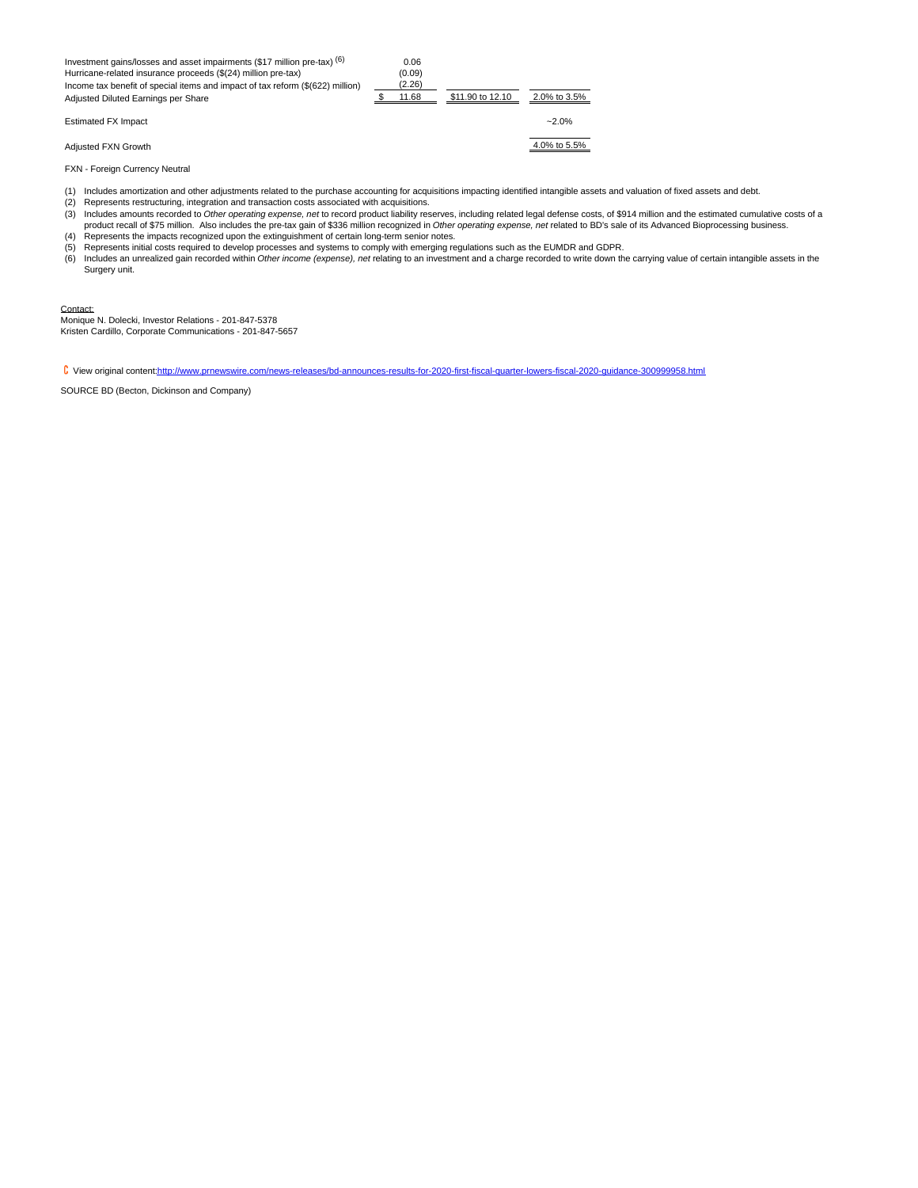| | | | |
|---|---|---|---|
| Investment gains/losses and asset impairments ($17 million pre-tax) [(6)] | 0.06 | | |
| Hurricane-related insurance proceeds ($(24) million pre-tax) | (0.09) | | |
| Income tax benefit of special items and impact of tax reform ($(622) million) | (2.26) | | |
| Adjusted Diluted Earnings per Share | $ 11.68 | $11.90 to 12.10 | 2.0% to 3.5% |
| Estimated FX Impact | | | ~2.0% |
| Adjusted FXN Growth | | | 4.0% to 5.5% |

FXN - Foreign Currency Neutral

(1) Includes amortization and other adjustments related to the purchase accounting for acquisitions impacting identified intangible assets and valuation of fixed assets and debt.
(2) Represents restructuring, integration and transaction costs associated with acquisitions.
(3) Includes amounts recorded to *Other operating expense, net* to record product liability reserves, including related legal defense costs, of $914 million and the estimated cumulative costs of a product recall of $75 million. Also includes the pre-tax gain of $336 million recognized in *Other operating expense, net* related to BD's sale of its Advanced Bioprocessing business.
(4) Represents the impacts recognized upon the extinguishment of certain long-term senior notes.
(5) Represents initial costs required to develop processes and systems to comply with emerging regulations such as the EUMDR and GDPR.
(6) Includes an unrealized gain recorded within *Other income (expense), net* relating to an investment and a charge recorded to write down the carrying value of certain intangible assets in the Surgery unit.

Contact:
Monique N. Dolecki, Investor Relations - 201-847-5378
Kristen Cardillo, Corporate Communications - 201-847-5657

View original content:http://www.prnewswire.com/news-releases/bd-announces-results-for-2020-first-fiscal-quarter-lowers-fiscal-2020-guidance-300999958.html

SOURCE BD (Becton, Dickinson and Company)